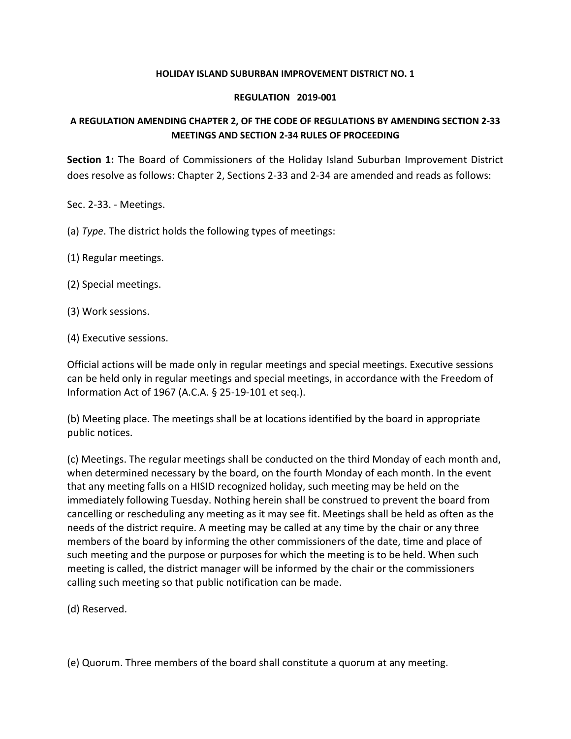**HOLIDAY ISLAND SUBURBAN IMPROVEMENT DISTRICT NO. 1**

**REGULATION 2019-001**

**A REGULATION AMENDING CHAPTER 2, OF THE CODE OF REGULATIONS BY AMENDING SECTION 2-33 MEETINGS AND SECTION 2-34 RULES OF PROCEEDING**

**Section 1:** The Board of Commissioners of the Holiday Island Suburban Improvement District does resolve as follows: Chapter 2, Sections 2-33 and 2-34 are amended and reads as follows:

Sec. 2-33. - Meetings.

(a) *Type*. The district holds the following types of meetings:

(1) Regular meetings.

(2) Special meetings.

(3) Work sessions.

(4) Executive sessions.

Official actions will be made only in regular meetings and special meetings. Executive sessions can be held only in regular meetings and special meetings, in accordance with the Freedom of Information Act of 1967 (A.C.A. § 25-19-101 et seq.).

(b) Meeting place. The meetings shall be at locations identified by the board in appropriate public notices.

(c) Meetings. The regular meetings shall be conducted on the third Monday of each month and, when determined necessary by the board, on the fourth Monday of each month. In the event that any meeting falls on a HISID recognized holiday, such meeting may be held on the immediately following Tuesday. Nothing herein shall be construed to prevent the board from cancelling or rescheduling any meeting as it may see fit. Meetings shall be held as often as the needs of the district require. A meeting may be called at any time by the chair or any three members of the board by informing the other commissioners of the date, time and place of such meeting and the purpose or purposes for which the meeting is to be held. When such meeting is called, the district manager will be informed by the chair or the commissioners calling such meeting so that public notification can be made.

(d) Reserved.

(e) Quorum. Three members of the board shall constitute a quorum at any meeting.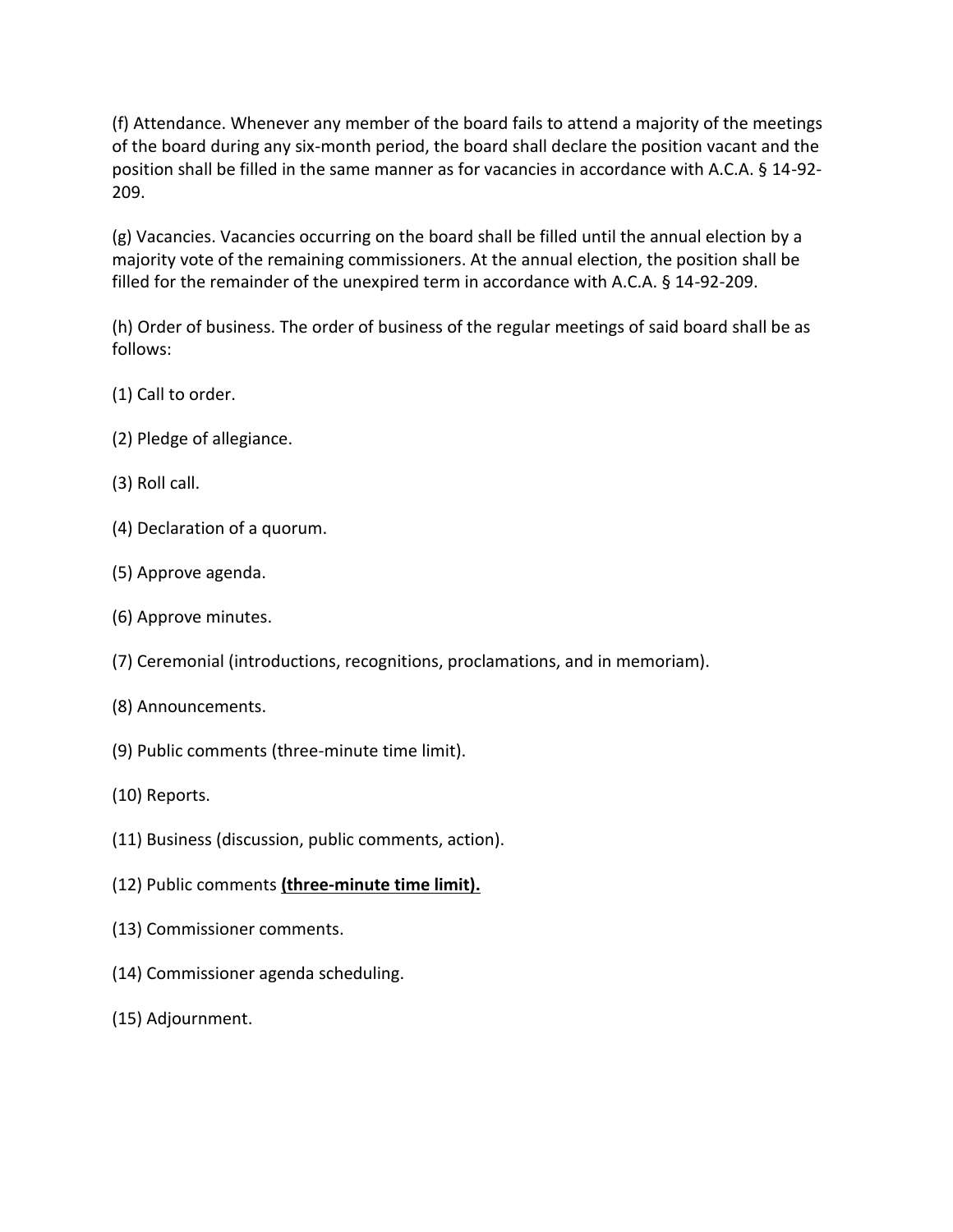(f) Attendance. Whenever any member of the board fails to attend a majority of the meetings of the board during any six-month period, the board shall declare the position vacant and the position shall be filled in the same manner as for vacancies in accordance with A.C.A. § 14-92-209.

(g) Vacancies. Vacancies occurring on the board shall be filled until the annual election by a majority vote of the remaining commissioners. At the annual election, the position shall be filled for the remainder of the unexpired term in accordance with A.C.A. § 14-92-209.

(h) Order of business. The order of business of the regular meetings of said board shall be as follows:

(1) Call to order.

(2) Pledge of allegiance.

(3) Roll call.

(4) Declaration of a quorum.

(5) Approve agenda.

(6) Approve minutes.

(7) Ceremonial (introductions, recognitions, proclamations, and in memoriam).

(8) Announcements.

(9) Public comments (three-minute time limit).

(10) Reports.

(11) Business (discussion, public comments, action).

(12) Public comments **<u>(three-minute time limit).</u>**

(13) Commissioner comments.

(14) Commissioner agenda scheduling.

(15) Adjournment.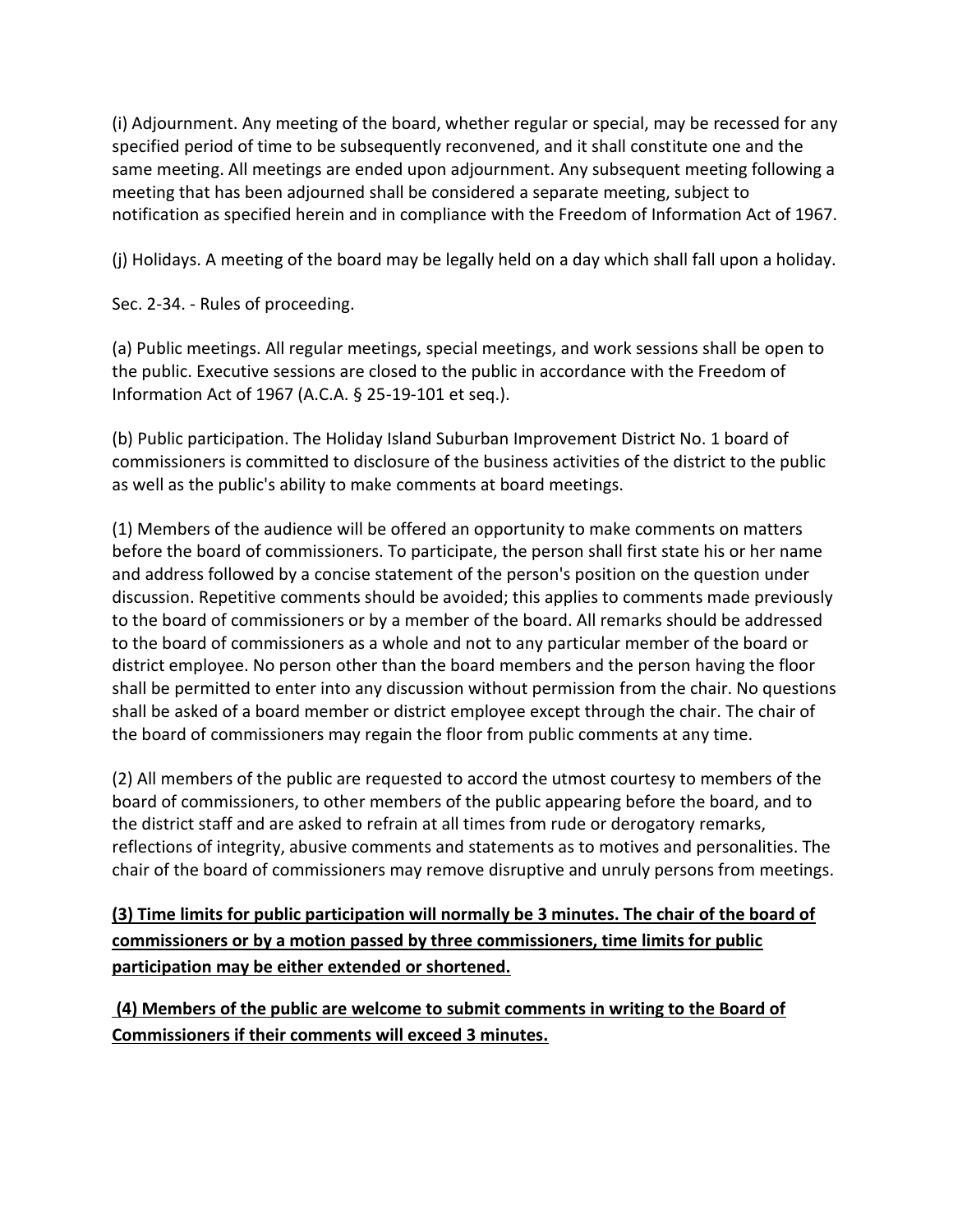(i) Adjournment. Any meeting of the board, whether regular or special, may be recessed for any specified period of time to be subsequently reconvened, and it shall constitute one and the same meeting. All meetings are ended upon adjournment. Any subsequent meeting following a meeting that has been adjourned shall be considered a separate meeting, subject to notification as specified herein and in compliance with the Freedom of Information Act of 1967.

(j) Holidays. A meeting of the board may be legally held on a day which shall fall upon a holiday.

Sec. 2-34. - Rules of proceeding.

(a) Public meetings. All regular meetings, special meetings, and work sessions shall be open to the public. Executive sessions are closed to the public in accordance with the Freedom of Information Act of 1967 (A.C.A. § 25-19-101 et seq.).

(b) Public participation. The Holiday Island Suburban Improvement District No. 1 board of commissioners is committed to disclosure of the business activities of the district to the public as well as the public's ability to make comments at board meetings.

(1) Members of the audience will be offered an opportunity to make comments on matters before the board of commissioners. To participate, the person shall first state his or her name and address followed by a concise statement of the person's position on the question under discussion. Repetitive comments should be avoided; this applies to comments made previously to the board of commissioners or by a member of the board. All remarks should be addressed to the board of commissioners as a whole and not to any particular member of the board or district employee. No person other than the board members and the person having the floor shall be permitted to enter into any discussion without permission from the chair. No questions shall be asked of a board member or district employee except through the chair. The chair of the board of commissioners may regain the floor from public comments at any time.

(2) All members of the public are requested to accord the utmost courtesy to members of the board of commissioners, to other members of the public appearing before the board, and to the district staff and are asked to refrain at all times from rude or derogatory remarks, reflections of integrity, abusive comments and statements as to motives and personalities. The chair of the board of commissioners may remove disruptive and unruly persons from meetings.

**(3) Time limits for public participation will normally be 3 minutes. The chair of the board of commissioners or by a motion passed by three commissioners, time limits for public participation may be either extended or shortened.**

**(4) Members of the public are welcome to submit comments in writing to the Board of Commissioners if their comments will exceed 3 minutes.**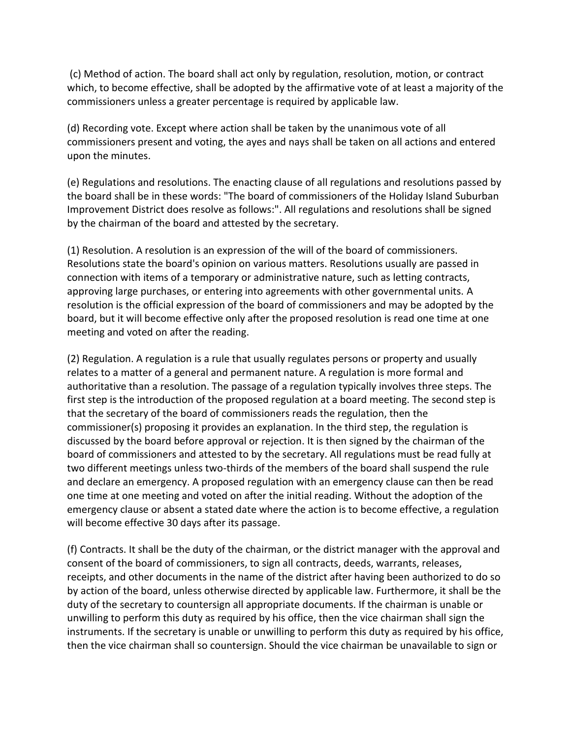(c) Method of action. The board shall act only by regulation, resolution, motion, or contract which, to become effective, shall be adopted by the affirmative vote of at least a majority of the commissioners unless a greater percentage is required by applicable law.

(d) Recording vote. Except where action shall be taken by the unanimous vote of all commissioners present and voting, the ayes and nays shall be taken on all actions and entered upon the minutes.

(e) Regulations and resolutions. The enacting clause of all regulations and resolutions passed by the board shall be in these words: "The board of commissioners of the Holiday Island Suburban Improvement District does resolve as follows:". All regulations and resolutions shall be signed by the chairman of the board and attested by the secretary.

(1) Resolution. A resolution is an expression of the will of the board of commissioners. Resolutions state the board's opinion on various matters. Resolutions usually are passed in connection with items of a temporary or administrative nature, such as letting contracts, approving large purchases, or entering into agreements with other governmental units. A resolution is the official expression of the board of commissioners and may be adopted by the board, but it will become effective only after the proposed resolution is read one time at one meeting and voted on after the reading.

(2) Regulation. A regulation is a rule that usually regulates persons or property and usually relates to a matter of a general and permanent nature. A regulation is more formal and authoritative than a resolution. The passage of a regulation typically involves three steps. The first step is the introduction of the proposed regulation at a board meeting. The second step is that the secretary of the board of commissioners reads the regulation, then the commissioner(s) proposing it provides an explanation. In the third step, the regulation is discussed by the board before approval or rejection. It is then signed by the chairman of the board of commissioners and attested to by the secretary. All regulations must be read fully at two different meetings unless two-thirds of the members of the board shall suspend the rule and declare an emergency. A proposed regulation with an emergency clause can then be read one time at one meeting and voted on after the initial reading. Without the adoption of the emergency clause or absent a stated date where the action is to become effective, a regulation will become effective 30 days after its passage.

(f) Contracts. It shall be the duty of the chairman, or the district manager with the approval and consent of the board of commissioners, to sign all contracts, deeds, warrants, releases, receipts, and other documents in the name of the district after having been authorized to do so by action of the board, unless otherwise directed by applicable law. Furthermore, it shall be the duty of the secretary to countersign all appropriate documents. If the chairman is unable or unwilling to perform this duty as required by his office, then the vice chairman shall sign the instruments. If the secretary is unable or unwilling to perform this duty as required by his office, then the vice chairman shall so countersign. Should the vice chairman be unavailable to sign or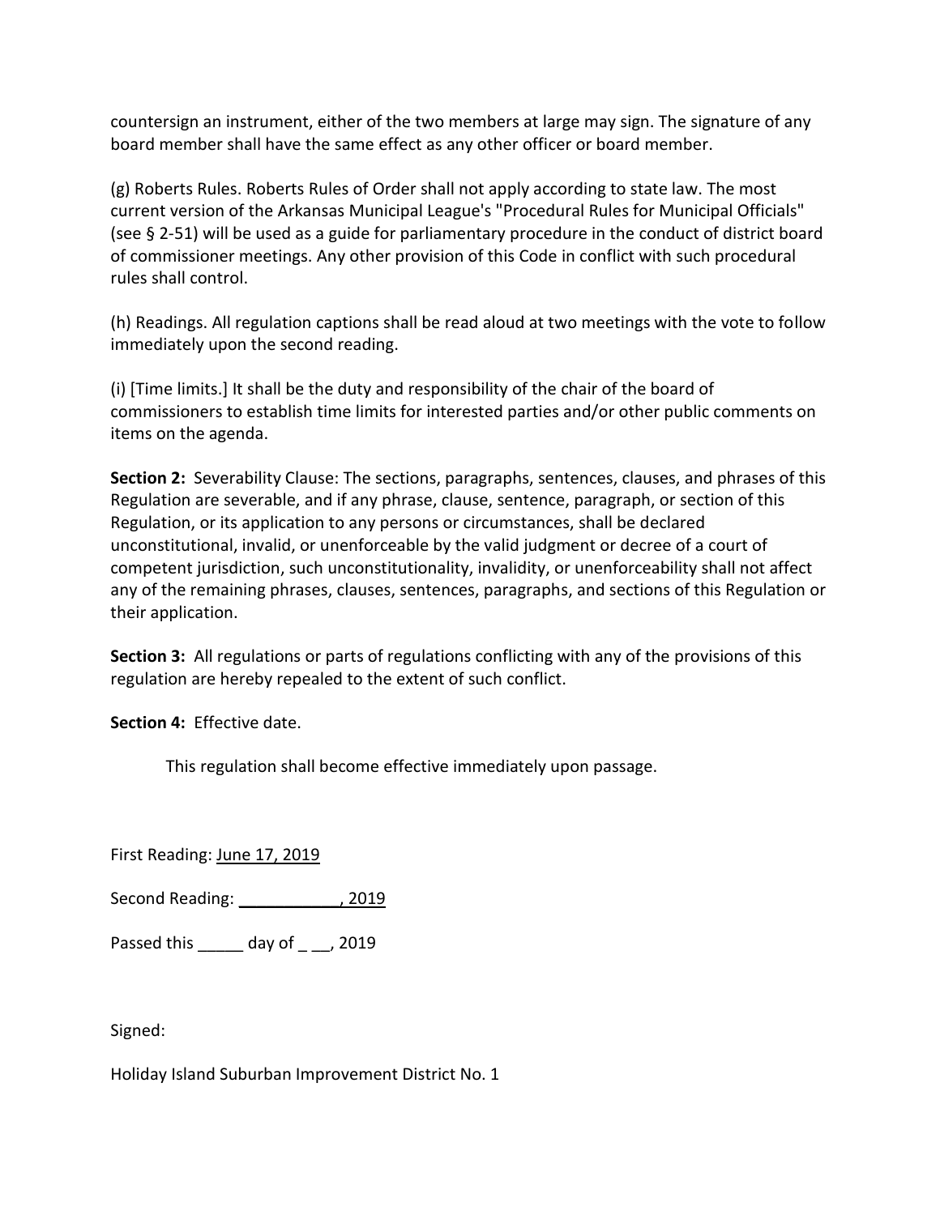countersign an instrument, either of the two members at large may sign. The signature of any board member shall have the same effect as any other officer or board member.

(g) Roberts Rules. Roberts Rules of Order shall not apply according to state law. The most current version of the Arkansas Municipal League's "Procedural Rules for Municipal Officials" (see § 2-51) will be used as a guide for parliamentary procedure in the conduct of district board of commissioner meetings. Any other provision of this Code in conflict with such procedural rules shall control.

(h) Readings. All regulation captions shall be read aloud at two meetings with the vote to follow immediately upon the second reading.

(i) [Time limits.] It shall be the duty and responsibility of the chair of the board of commissioners to establish time limits for interested parties and/or other public comments on items on the agenda.

**Section 2:** Severability Clause: The sections, paragraphs, sentences, clauses, and phrases of this Regulation are severable, and if any phrase, clause, sentence, paragraph, or section of this Regulation, or its application to any persons or circumstances, shall be declared unconstitutional, invalid, or unenforceable by the valid judgment or decree of a court of competent jurisdiction, such unconstitutionality, invalidity, or unenforceability shall not affect any of the remaining phrases, clauses, sentences, paragraphs, and sections of this Regulation or their application.

**Section 3:** All regulations or parts of regulations conflicting with any of the provisions of this regulation are hereby repealed to the extent of such conflict.

**Section 4:** Effective date.

This regulation shall become effective immediately upon passage.

First Reading: June 17, 2019

Second Reading: ____________, 2019

Passed this _____ day of _ __, 2019

Signed:

Holiday Island Suburban Improvement District No. 1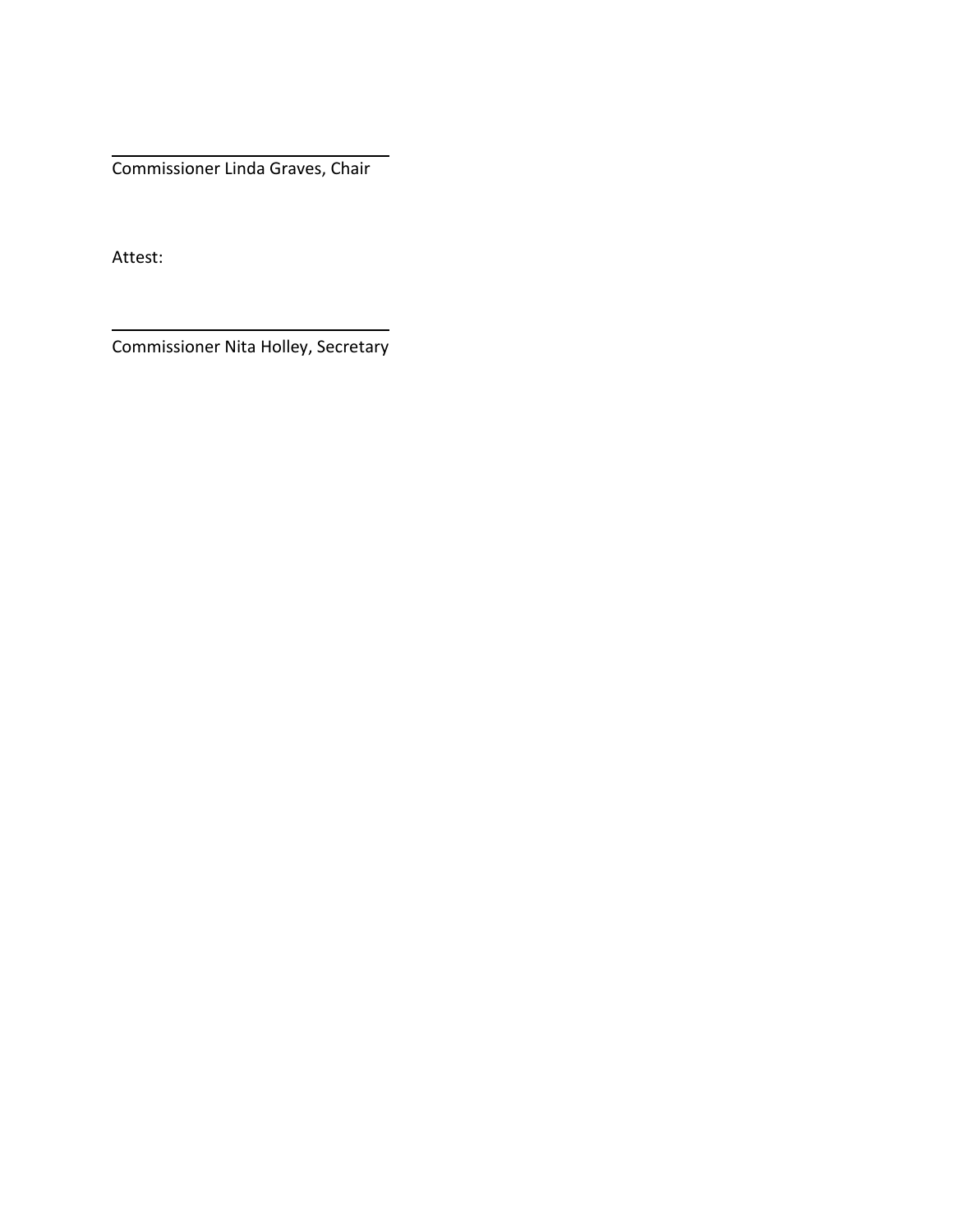\_\_\_\_\_\_\_\_\_\_\_\_\_\_\_\_\_\_\_\_\_\_\_\_\_\_\_\_\_\_\_\_\_\_\_\_

Commissioner Linda Graves, Chair

Attest:

\_\_\_\_\_\_\_\_\_\_\_\_\_\_\_\_\_\_\_\_\_\_\_\_\_\_\_\_\_\_\_\_\_\_\_\_

Commissioner Nita Holley, Secretary